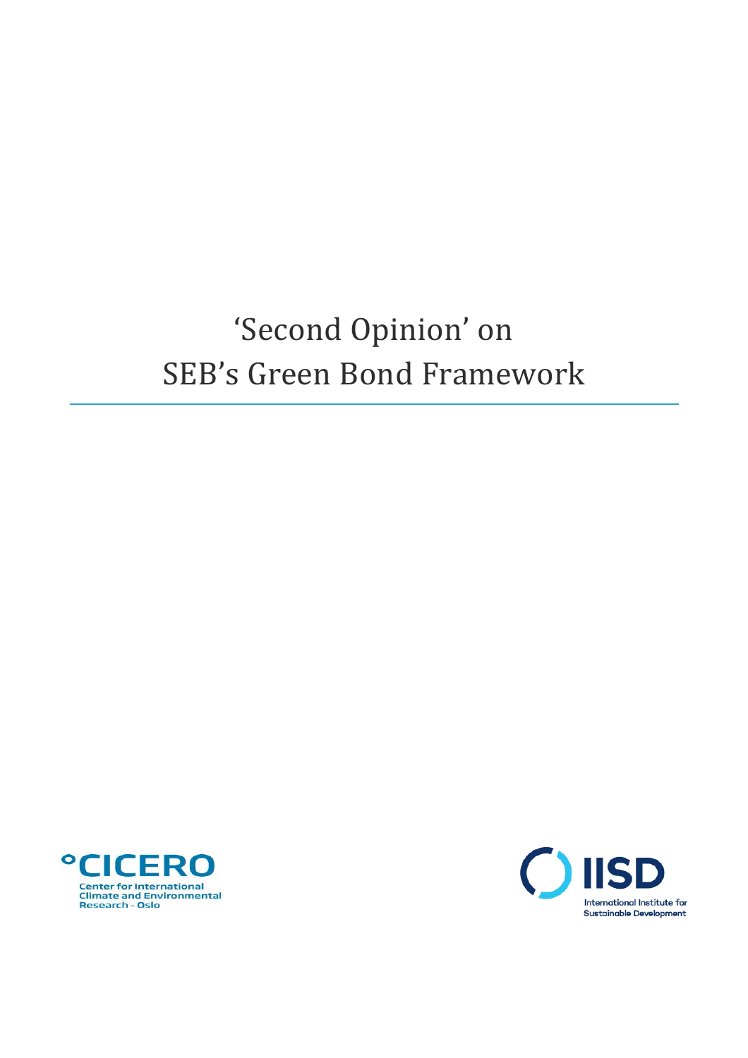# ‘Second Opinion’ on SEB’s Green Bond Framework

CICERO
Center for International Climate and Environmental Research - Oslo

IISD
International Institute for Sustainable Development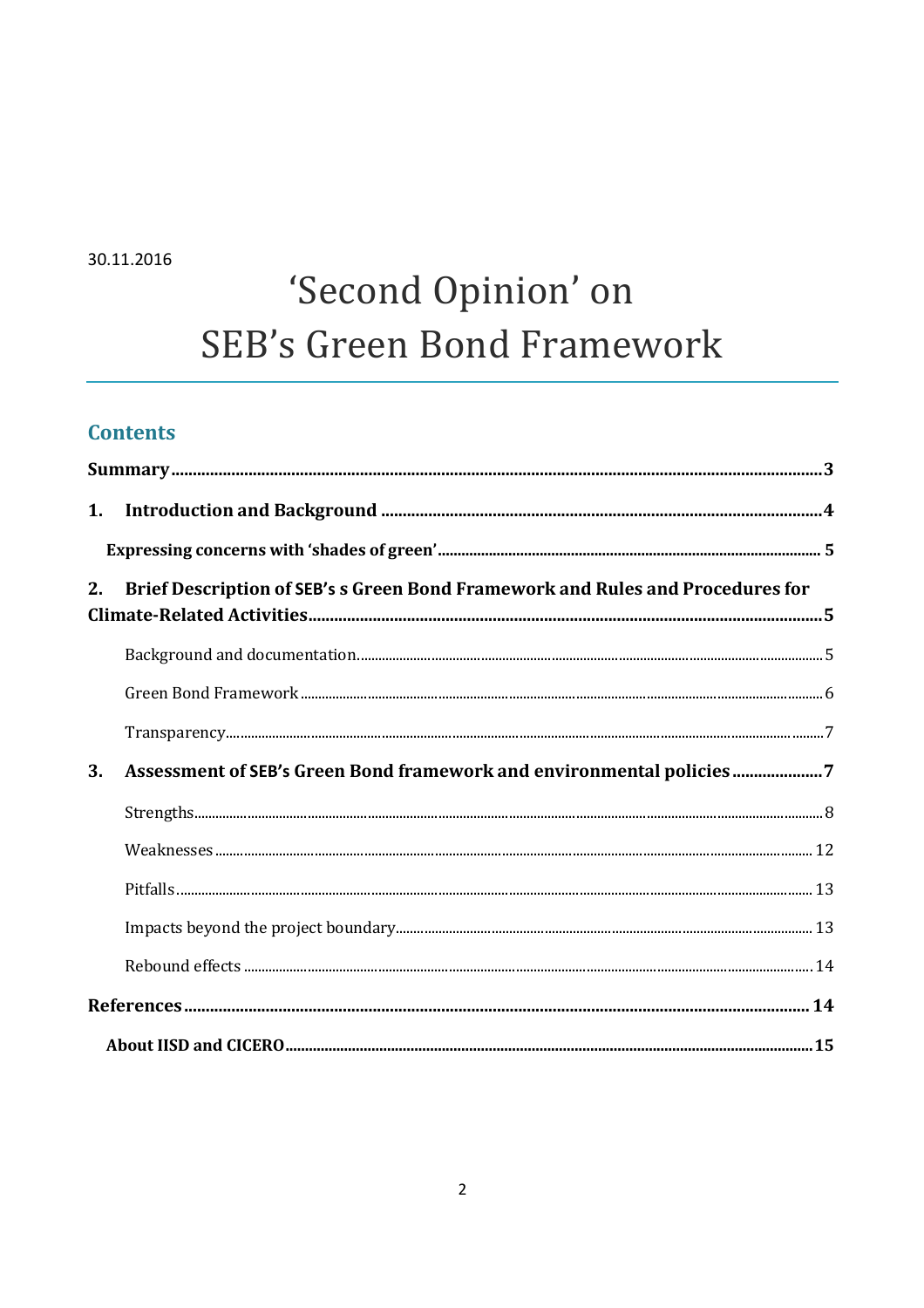30.11.2016

# 'Second Opinion' on SEB's Green Bond Framework

## Contents

**Summary** ... 3

**1. Introduction and Background** ... 4

**Expressing concerns with 'shades of green'** ... 5

**2. Brief Description of SEB's s Green Bond Framework and Rules and Procedures for Climate-Related Activities** ... 5

Background and documentation. ... 5

Green Bond Framework ... 6

Transparency ... 7

**3. Assessment of SEB's Green Bond framework and environmental policies** ... 7

Strengths ... 8

Weaknesses ... 12

Pitfalls ... 13

Impacts beyond the project boundary ... 13

Rebound effects ... 14

**References** ... 14

**About IISD and CICERO** ... 15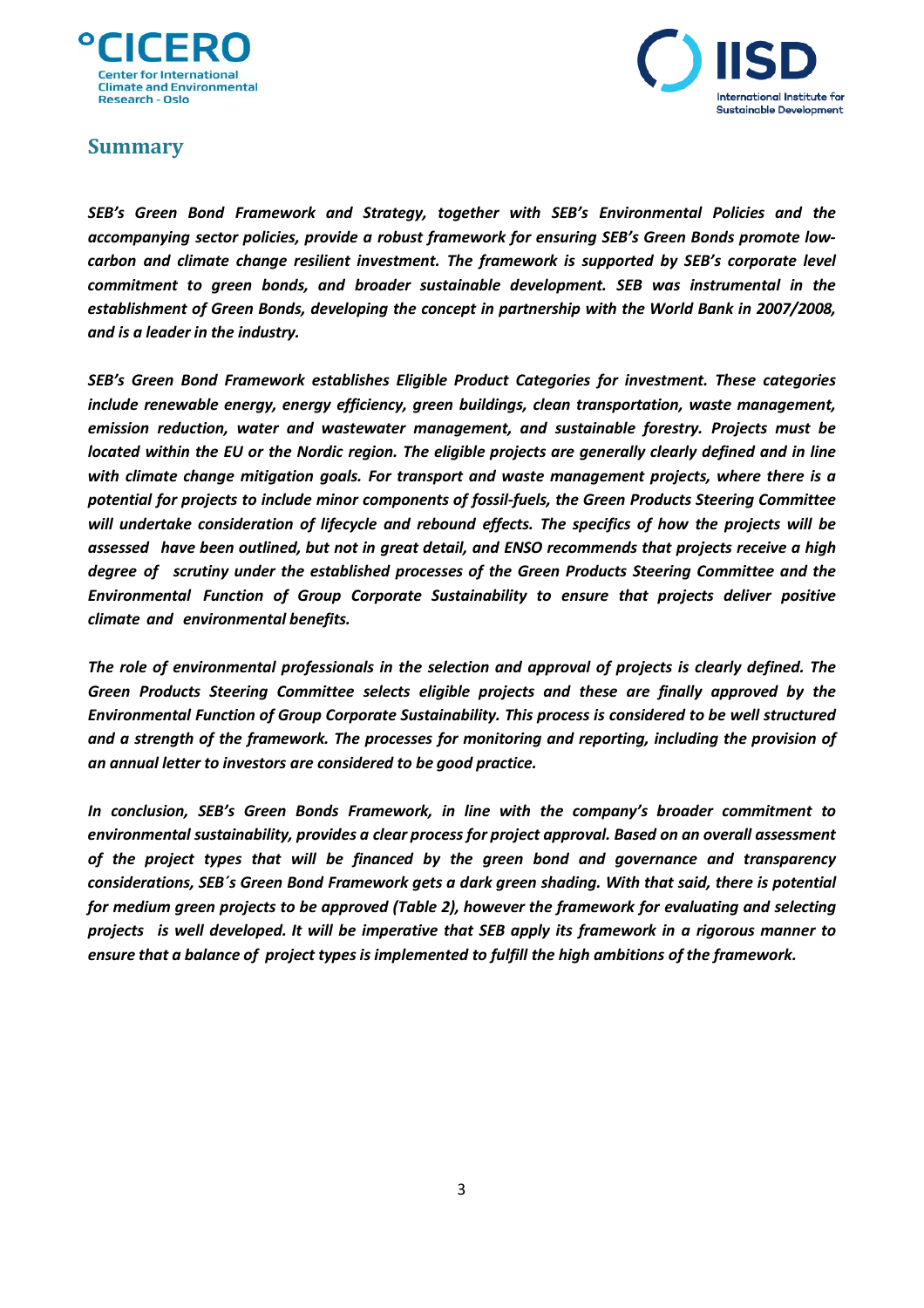## Summary

***SEB's Green Bond Framework and Strategy, together with SEB's Environmental Policies and the accompanying sector policies, provide a robust framework for ensuring SEB's Green Bonds promote low-carbon and climate change resilient investment. The framework is supported by SEB's corporate level commitment to green bonds, and broader sustainable development. SEB was instrumental in the establishment of Green Bonds, developing the concept in partnership with the World Bank in 2007/2008, and is a leader in the industry.***

***SEB's Green Bond Framework establishes Eligible Product Categories for investment. These categories include renewable energy, energy efficiency, green buildings, clean transportation, waste management, emission reduction, water and wastewater management, and sustainable forestry. Projects must be located within the EU or the Nordic region. The eligible projects are generally clearly defined and in line with climate change mitigation goals. For transport and waste management projects, where there is a potential for projects to include minor components of fossil-fuels, the Green Products Steering Committee will undertake consideration of lifecycle and rebound effects. The specifics of how the projects will be assessed have been outlined, but not in great detail, and ENSO recommends that projects receive a high degree of scrutiny under the established processes of the Green Products Steering Committee and the Environmental Function of Group Corporate Sustainability to ensure that projects deliver positive climate and environmental benefits.***

***The role of environmental professionals in the selection and approval of projects is clearly defined. The Green Products Steering Committee selects eligible projects and these are finally approved by the Environmental Function of Group Corporate Sustainability. This process is considered to be well structured and a strength of the framework. The processes for monitoring and reporting, including the provision of an annual letter to investors are considered to be good practice.***

***In conclusion, SEB's Green Bonds Framework, in line with the company's broader commitment to environmental sustainability, provides a clear process for project approval. Based on an overall assessment of the project types that will be financed by the green bond and governance and transparency considerations, SEB´s Green Bond Framework gets a dark green shading. With that said, there is potential for medium green projects to be approved (Table 2), however the framework for evaluating and selecting projects is well developed. It will be imperative that SEB apply its framework in a rigorous manner to ensure that a balance of project types is implemented to fulfill the high ambitions of the framework.***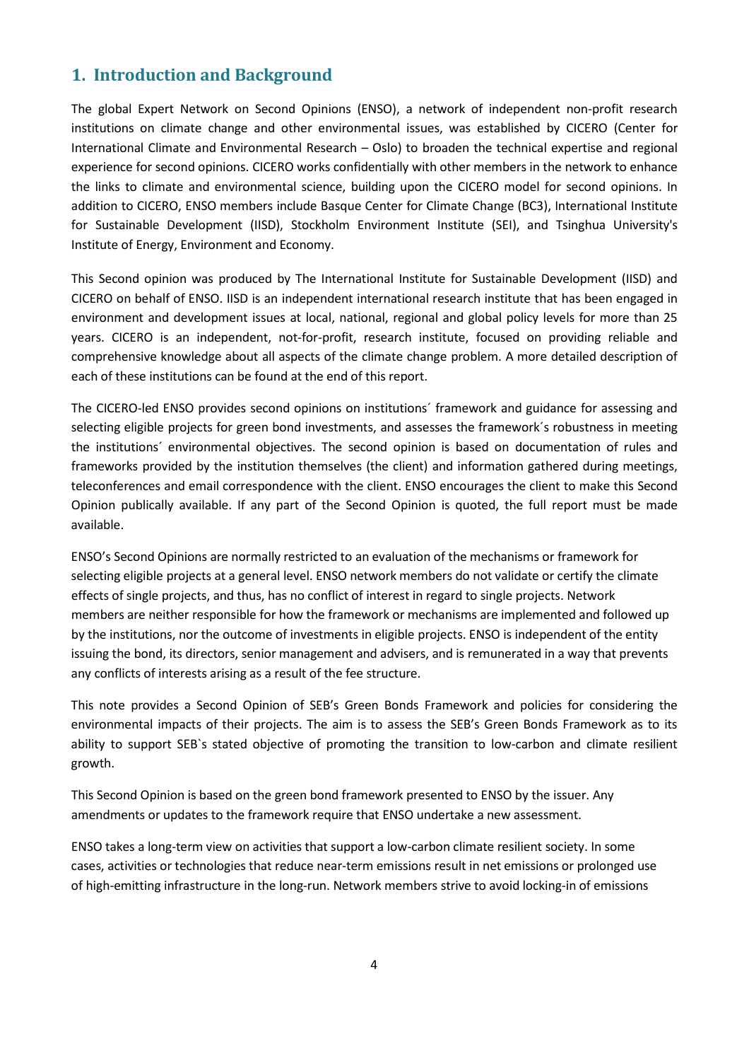## 1. Introduction and Background

The global Expert Network on Second Opinions (ENSO), a network of independent non-profit research institutions on climate change and other environmental issues, was established by CICERO (Center for International Climate and Environmental Research – Oslo) to broaden the technical expertise and regional experience for second opinions. CICERO works confidentially with other members in the network to enhance the links to climate and environmental science, building upon the CICERO model for second opinions. In addition to CICERO, ENSO members include Basque Center for Climate Change (BC3), International Institute for Sustainable Development (IISD), Stockholm Environment Institute (SEI), and Tsinghua University's Institute of Energy, Environment and Economy.

This Second opinion was produced by The International Institute for Sustainable Development (IISD) and CICERO on behalf of ENSO. IISD is an independent international research institute that has been engaged in environment and development issues at local, national, regional and global policy levels for more than 25 years. CICERO is an independent, not-for-profit, research institute, focused on providing reliable and comprehensive knowledge about all aspects of the climate change problem. A more detailed description of each of these institutions can be found at the end of this report.

The CICERO-led ENSO provides second opinions on institutions´ framework and guidance for assessing and selecting eligible projects for green bond investments, and assesses the framework´s robustness in meeting the institutions´ environmental objectives. The second opinion is based on documentation of rules and frameworks provided by the institution themselves (the client) and information gathered during meetings, teleconferences and email correspondence with the client. ENSO encourages the client to make this Second Opinion publically available. If any part of the Second Opinion is quoted, the full report must be made available.

ENSO's Second Opinions are normally restricted to an evaluation of the mechanisms or framework for selecting eligible projects at a general level. ENSO network members do not validate or certify the climate effects of single projects, and thus, has no conflict of interest in regard to single projects. Network members are neither responsible for how the framework or mechanisms are implemented and followed up by the institutions, nor the outcome of investments in eligible projects. ENSO is independent of the entity issuing the bond, its directors, senior management and advisers, and is remunerated in a way that prevents any conflicts of interests arising as a result of the fee structure.

This note provides a Second Opinion of SEB's Green Bonds Framework and policies for considering the environmental impacts of their projects. The aim is to assess the SEB's Green Bonds Framework as to its ability to support SEB`s stated objective of promoting the transition to low-carbon and climate resilient growth.

This Second Opinion is based on the green bond framework presented to ENSO by the issuer. Any amendments or updates to the framework require that ENSO undertake a new assessment.

ENSO takes a long-term view on activities that support a low-carbon climate resilient society. In some cases, activities or technologies that reduce near-term emissions result in net emissions or prolonged use of high-emitting infrastructure in the long-run. Network members strive to avoid locking-in of emissions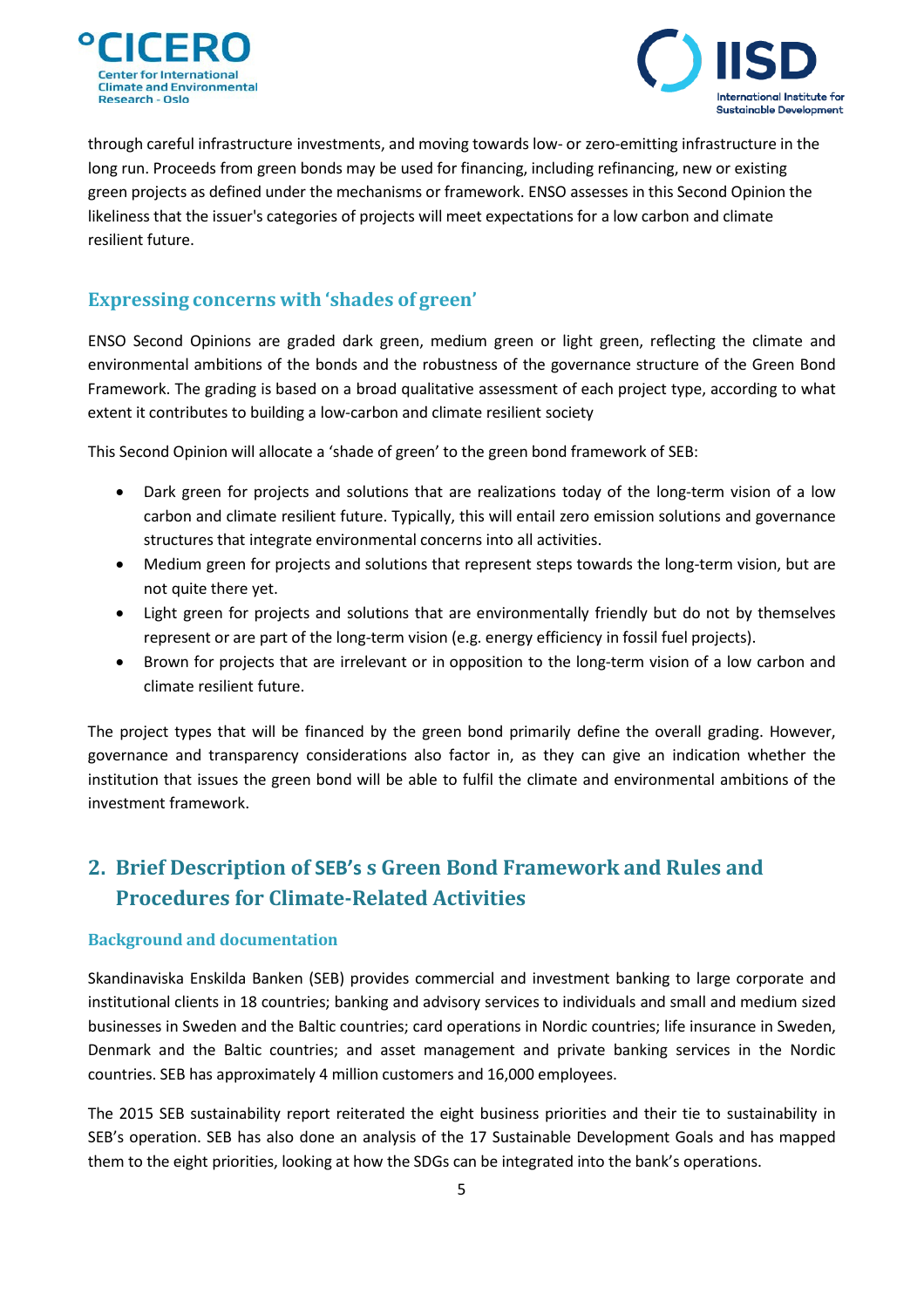through careful infrastructure investments, and moving towards low- or zero-emitting infrastructure in the long run. Proceeds from green bonds may be used for financing, including refinancing, new or existing green projects as defined under the mechanisms or framework. ENSO assesses in this Second Opinion the likeliness that the issuer's categories of projects will meet expectations for a low carbon and climate resilient future.

### Expressing concerns with 'shades of green'

ENSO Second Opinions are graded dark green, medium green or light green, reflecting the climate and environmental ambitions of the bonds and the robustness of the governance structure of the Green Bond Framework. The grading is based on a broad qualitative assessment of each project type, according to what extent it contributes to building a low-carbon and climate resilient society

This Second Opinion will allocate a 'shade of green' to the green bond framework of SEB:

- Dark green for projects and solutions that are realizations today of the long-term vision of a low carbon and climate resilient future. Typically, this will entail zero emission solutions and governance structures that integrate environmental concerns into all activities.
- Medium green for projects and solutions that represent steps towards the long-term vision, but are not quite there yet.
- Light green for projects and solutions that are environmentally friendly but do not by themselves represent or are part of the long-term vision (e.g. energy efficiency in fossil fuel projects).
- Brown for projects that are irrelevant or in opposition to the long-term vision of a low carbon and climate resilient future.

The project types that will be financed by the green bond primarily define the overall grading. However, governance and transparency considerations also factor in, as they can give an indication whether the institution that issues the green bond will be able to fulfil the climate and environmental ambitions of the investment framework.

## 2. Brief Description of SEB's s Green Bond Framework and Rules and Procedures for Climate-Related Activities

### Background and documentation

Skandinaviska Enskilda Banken (SEB) provides commercial and investment banking to large corporate and institutional clients in 18 countries; banking and advisory services to individuals and small and medium sized businesses in Sweden and the Baltic countries; card operations in Nordic countries; life insurance in Sweden, Denmark and the Baltic countries; and asset management and private banking services in the Nordic countries. SEB has approximately 4 million customers and 16,000 employees.

The 2015 SEB sustainability report reiterated the eight business priorities and their tie to sustainability in SEB's operation. SEB has also done an analysis of the 17 Sustainable Development Goals and has mapped them to the eight priorities, looking at how the SDGs can be integrated into the bank's operations.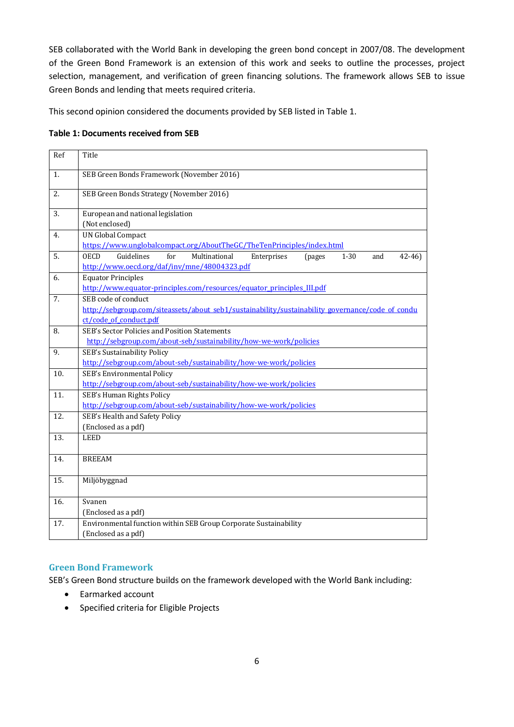SEB collaborated with the World Bank in developing the green bond concept in 2007/08. The development of the Green Bond Framework is an extension of this work and seeks to outline the processes, project selection, management, and verification of green financing solutions. The framework allows SEB to issue Green Bonds and lending that meets required criteria.

This second opinion considered the documents provided by SEB listed in Table 1.

**Table 1: Documents received from SEB**

| Ref | Title |
|---|---|
| 1. | SEB Green Bonds Framework (November 2016) |
| 2. | SEB Green Bonds Strategy (November 2016) |
| 3. | European and national legislation<br>(Not enclosed) |
| 4. | UN Global Compact<br>https://www.unglobalcompact.org/AboutTheGC/TheTenPrinciples/index.html |
| 5. | OECD Guidelines for Multinational Enterprises (pages 1-30 and 42-46)<br>http://www.oecd.org/daf/inv/mne/48004323.pdf |
| 6. | Equator Principles<br>http://www.equator-principles.com/resources/equator_principles_III.pdf |
| 7. | SEB code of conduct<br>http://sebgroup.com/siteassets/about_seb1/sustainability/sustainability_governance/code_of_conduct/code_of_conduct.pdf |
| 8. | SEB's Sector Policies and Position Statements<br>http://sebgroup.com/about-seb/sustainability/how-we-work/policies |
| 9. | SEB's Sustainability Policy<br>http://sebgroup.com/about-seb/sustainability/how-we-work/policies |
| 10. | SEB's Environmental Policy<br>http://sebgroup.com/about-seb/sustainability/how-we-work/policies |
| 11. | SEB's Human Rights Policy<br>http://sebgroup.com/about-seb/sustainability/how-we-work/policies |
| 12. | SEB's Health and Safety Policy<br>(Enclosed as a pdf) |
| 13. | LEED |
| 14. | BREEAM |
| 15. | Miljöbyggnad |
| 16. | Svanen<br>(Enclosed as a pdf) |
| 17. | Environmental function within SEB Group Corporate Sustainability<br>(Enclosed as a pdf) |

## Green Bond Framework

SEB's Green Bond structure builds on the framework developed with the World Bank including:

- Earmarked account
- Specified criteria for Eligible Projects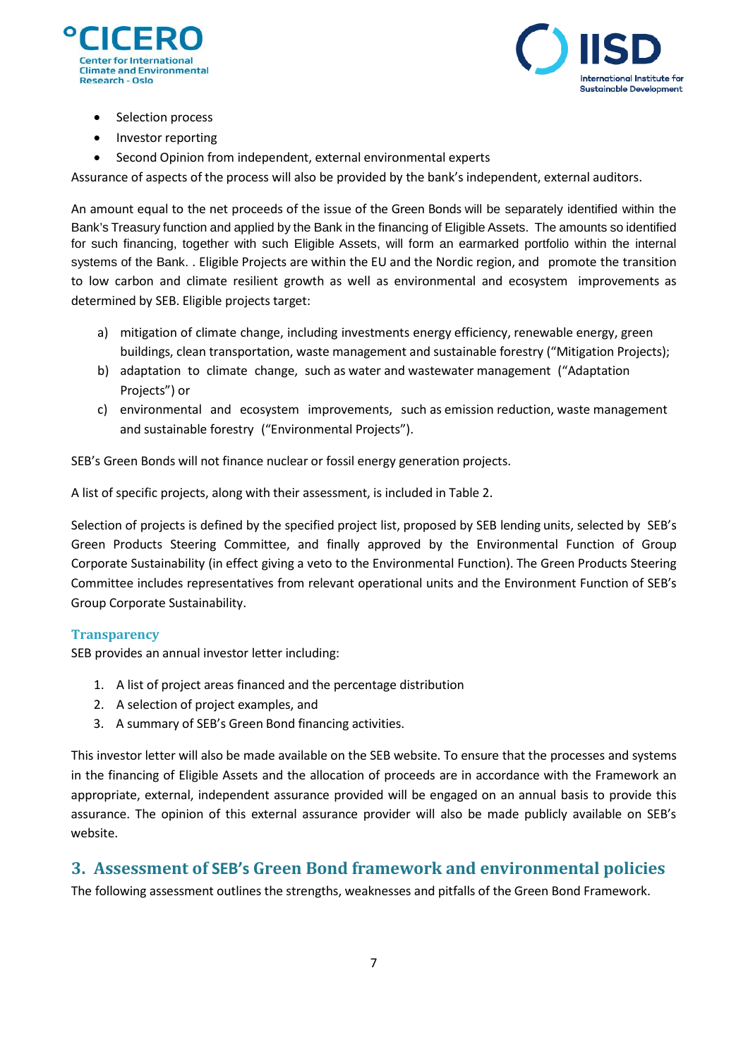- Selection process
- Investor reporting
- Second Opinion from independent, external environmental experts

Assurance of aspects of the process will also be provided by the bank's independent, external auditors.

An amount equal to the net proceeds of the issue of the Green Bonds will be separately identified within the Bank's Treasury function and applied by the Bank in the financing of Eligible Assets. The amounts so identified for such financing, together with such Eligible Assets, will form an earmarked portfolio within the internal systems of the Bank. . Eligible Projects are within the EU and the Nordic region, and promote the transition to low carbon and climate resilient growth as well as environmental and ecosystem improvements as determined by SEB. Eligible projects target:

a) mitigation of climate change, including investments energy efficiency, renewable energy, green buildings, clean transportation, waste management and sustainable forestry ("Mitigation Projects);
b) adaptation to climate change, such as water and wastewater management ("Adaptation Projects") or
c) environmental and ecosystem improvements, such as emission reduction, waste management and sustainable forestry ("Environmental Projects").

SEB's Green Bonds will not finance nuclear or fossil energy generation projects.

A list of specific projects, along with their assessment, is included in Table 2.

Selection of projects is defined by the specified project list, proposed by SEB lending units, selected by SEB's Green Products Steering Committee, and finally approved by the Environmental Function of Group Corporate Sustainability (in effect giving a veto to the Environmental Function). The Green Products Steering Committee includes representatives from relevant operational units and the Environment Function of SEB's Group Corporate Sustainability.

### Transparency

SEB provides an annual investor letter including:

1. A list of project areas financed and the percentage distribution
2. A selection of project examples, and
3. A summary of SEB's Green Bond financing activities.

This investor letter will also be made available on the SEB website. To ensure that the processes and systems in the financing of Eligible Assets and the allocation of proceeds are in accordance with the Framework an appropriate, external, independent assurance provided will be engaged on an annual basis to provide this assurance. The opinion of this external assurance provider will also be made publicly available on SEB's website.

## 3. Assessment of SEB's Green Bond framework and environmental policies

The following assessment outlines the strengths, weaknesses and pitfalls of the Green Bond Framework.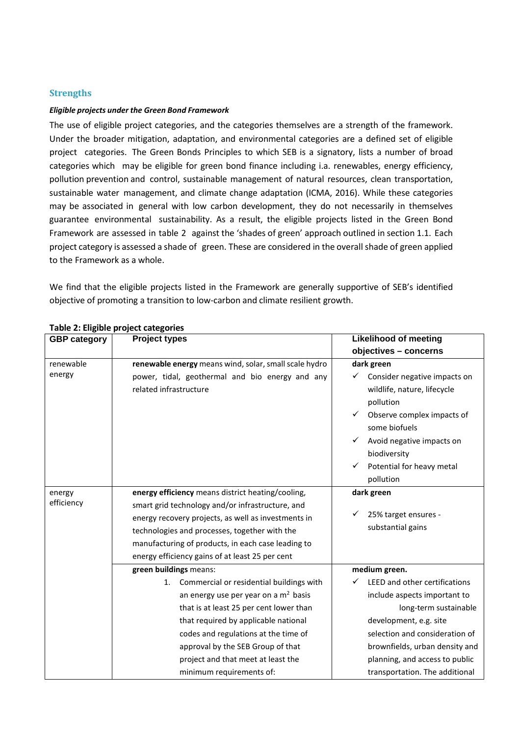## Strengths

***Eligible projects under the Green Bond Framework***

The use of eligible project categories, and the categories themselves are a strength of the framework. Under the broader mitigation, adaptation, and environmental categories are a defined set of eligible project categories. The Green Bonds Principles to which SEB is a signatory, lists a number of broad categories which may be eligible for green bond finance including i.a. renewables, energy efficiency, pollution prevention and control, sustainable management of natural resources, clean transportation, sustainable water management, and climate change adaptation (ICMA, 2016). While these categories may be associated in general with low carbon development, they do not necessarily in themselves guarantee environmental sustainability. As a result, the eligible projects listed in the Green Bond Framework are assessed in table 2 against the 'shades of green' approach outlined in section 1.1. Each project category is assessed a shade of green. These are considered in the overall shade of green applied to the Framework as a whole.

We find that the eligible projects listed in the Framework are generally supportive of SEB's identified objective of promoting a transition to low-carbon and climate resilient growth.

**Table 2: Eligible project categories**

| GBP category | Project types | Likelihood of meeting objectives – concerns |
|---|---|---|
| renewable energy | **renewable energy** means wind, solar, small scale hydro power, tidal, geothermal and bio energy and any related infrastructure | **dark green**<br>✓ Consider negative impacts on wildlife, nature, lifecycle pollution<br>✓ Observe complex impacts of some biofuels<br>✓ Avoid negative impacts on biodiversity<br>✓ Potential for heavy metal pollution |
| energy efficiency | **energy efficiency** means district heating/cooling, smart grid technology and/or infrastructure, and energy recovery projects, as well as investments in technologies and processes, together with the manufacturing of products, in each case leading to energy efficiency gains of at least 25 per cent | **dark green**<br>✓ 25% target ensures - substantial gains |
| | **green buildings** means:<br>1. Commercial or residential buildings with an energy use per year on a $m^2$ basis that is at least 25 per cent lower than that required by applicable national codes and regulations at the time of approval by the SEB Group of that project and that meet at least the minimum requirements of: | **medium green.**<br>✓ LEED and other certifications include aspects important to long-term sustainable development, e.g. site selection and consideration of brownfields, urban density and planning, and access to public transportation. The additional |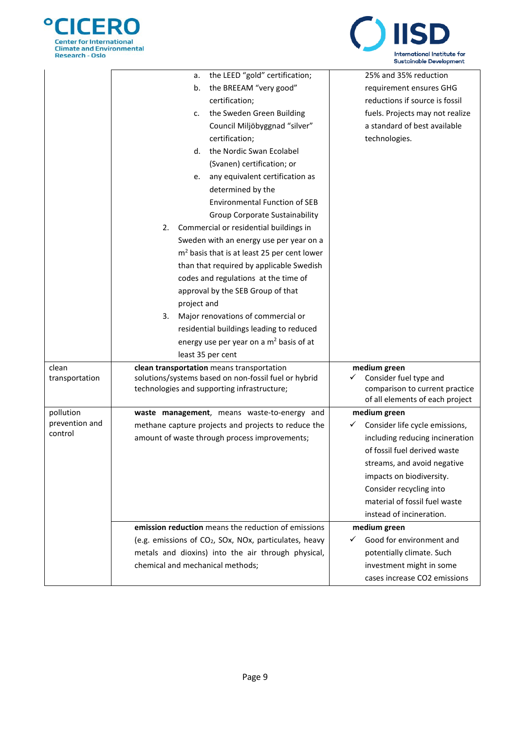| | | |
|---|---|---|
| | a. the LEED "gold" certification;<br>b. the BREEAM "very good" certification;<br>c. the Sweden Green Building Council Miljöbyggnad "silver" certification;<br>d. the Nordic Swan Ecolabel (Svanen) certification; or<br>e. any equivalent certification as determined by the Environmental Function of SEB Group Corporate Sustainability<br>2. Commercial or residential buildings in Sweden with an energy use per year on a $m^2$ basis that is at least 25 per cent lower than that required by applicable Swedish codes and regulations at the time of approval by the SEB Group of that project and<br>3. Major renovations of commercial or residential buildings leading to reduced energy use per year on a $m^2$ basis of at least 35 per cent | 25% and 35% reduction requirement ensures GHG reductions if source is fossil fuels. Projects may not realize a standard of best available technologies. |
| clean transportation | **clean transportation** means transportation solutions/systems based on non-fossil fuel or hybrid technologies and supporting infrastructure; | **medium green**<br>✓ Consider fuel type and comparison to current practice of all elements of each project |
| pollution prevention and control | **waste management**, means waste-to-energy and methane capture projects and projects to reduce the amount of waste through process improvements; | **medium green**<br>✓ Consider life cycle emissions, including reducing incineration of fossil fuel derived waste streams, and avoid negative impacts on biodiversity. Consider recycling into material of fossil fuel waste instead of incineration. |
| | **emission reduction** means the reduction of emissions (e.g. emissions of $CO_2$, SOx, NOx, particulates, heavy metals and dioxins) into the air through physical, chemical and mechanical methods; | **medium green**<br>✓ Good for environment and potentially climate. Such investment might in some cases increase CO2 emissions |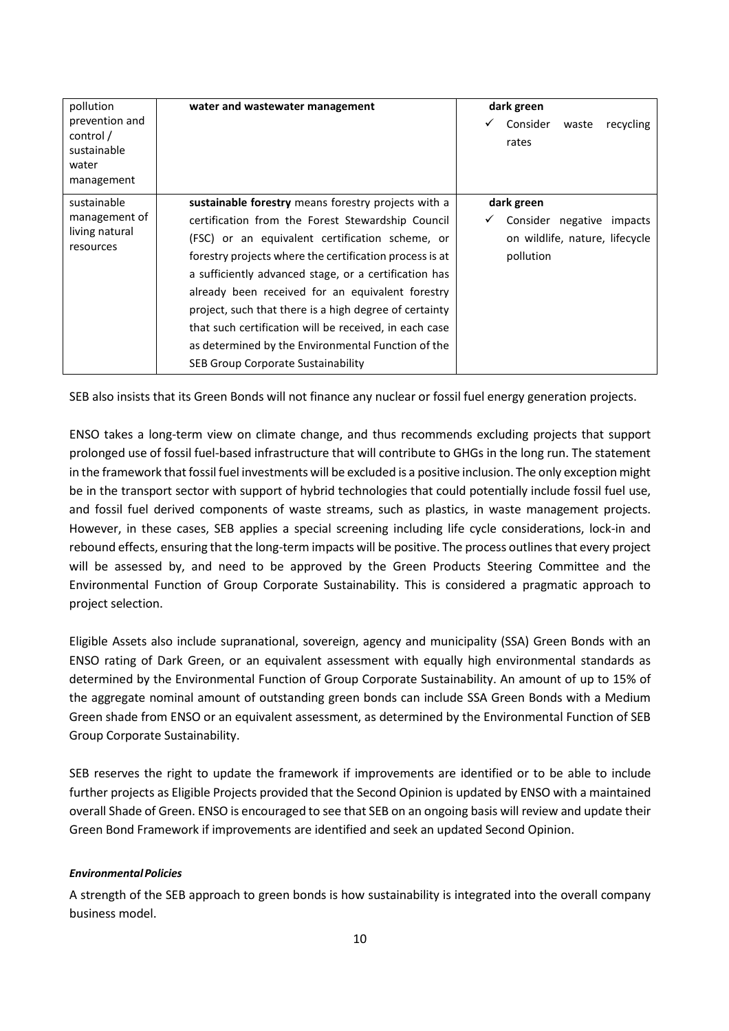| pollution prevention and control / sustainable water management | **water and wastewater management** | **dark green**<br>✓ Consider waste recycling rates |
|---|---|---|
| sustainable management of living natural resources | **sustainable forestry** means forestry projects with a certification from the Forest Stewardship Council (FSC) or an equivalent certification scheme, or forestry projects where the certification process is at a sufficiently advanced stage, or a certification has already been received for an equivalent forestry project, such that there is a high degree of certainty that such certification will be received, in each case as determined by the Environmental Function of the SEB Group Corporate Sustainability | **dark green**<br>✓ Consider negative impacts on wildlife, nature, lifecycle pollution |

SEB also insists that its Green Bonds will not finance any nuclear or fossil fuel energy generation projects.

ENSO takes a long-term view on climate change, and thus recommends excluding projects that support prolonged use of fossil fuel-based infrastructure that will contribute to GHGs in the long run. The statement in the framework that fossil fuel investments will be excluded is a positive inclusion. The only exception might be in the transport sector with support of hybrid technologies that could potentially include fossil fuel use, and fossil fuel derived components of waste streams, such as plastics, in waste management projects. However, in these cases, SEB applies a special screening including life cycle considerations, lock-in and rebound effects, ensuring that the long-term impacts will be positive. The process outlines that every project will be assessed by, and need to be approved by the Green Products Steering Committee and the Environmental Function of Group Corporate Sustainability. This is considered a pragmatic approach to project selection.

Eligible Assets also include supranational, sovereign, agency and municipality (SSA) Green Bonds with an ENSO rating of Dark Green, or an equivalent assessment with equally high environmental standards as determined by the Environmental Function of Group Corporate Sustainability. An amount of up to 15% of the aggregate nominal amount of outstanding green bonds can include SSA Green Bonds with a Medium Green shade from ENSO or an equivalent assessment, as determined by the Environmental Function of SEB Group Corporate Sustainability.

SEB reserves the right to update the framework if improvements are identified or to be able to include further projects as Eligible Projects provided that the Second Opinion is updated by ENSO with a maintained overall Shade of Green. ENSO is encouraged to see that SEB on an ongoing basis will review and update their Green Bond Framework if improvements are identified and seek an updated Second Opinion.

***Environmental Policies***

A strength of the SEB approach to green bonds is how sustainability is integrated into the overall company business model.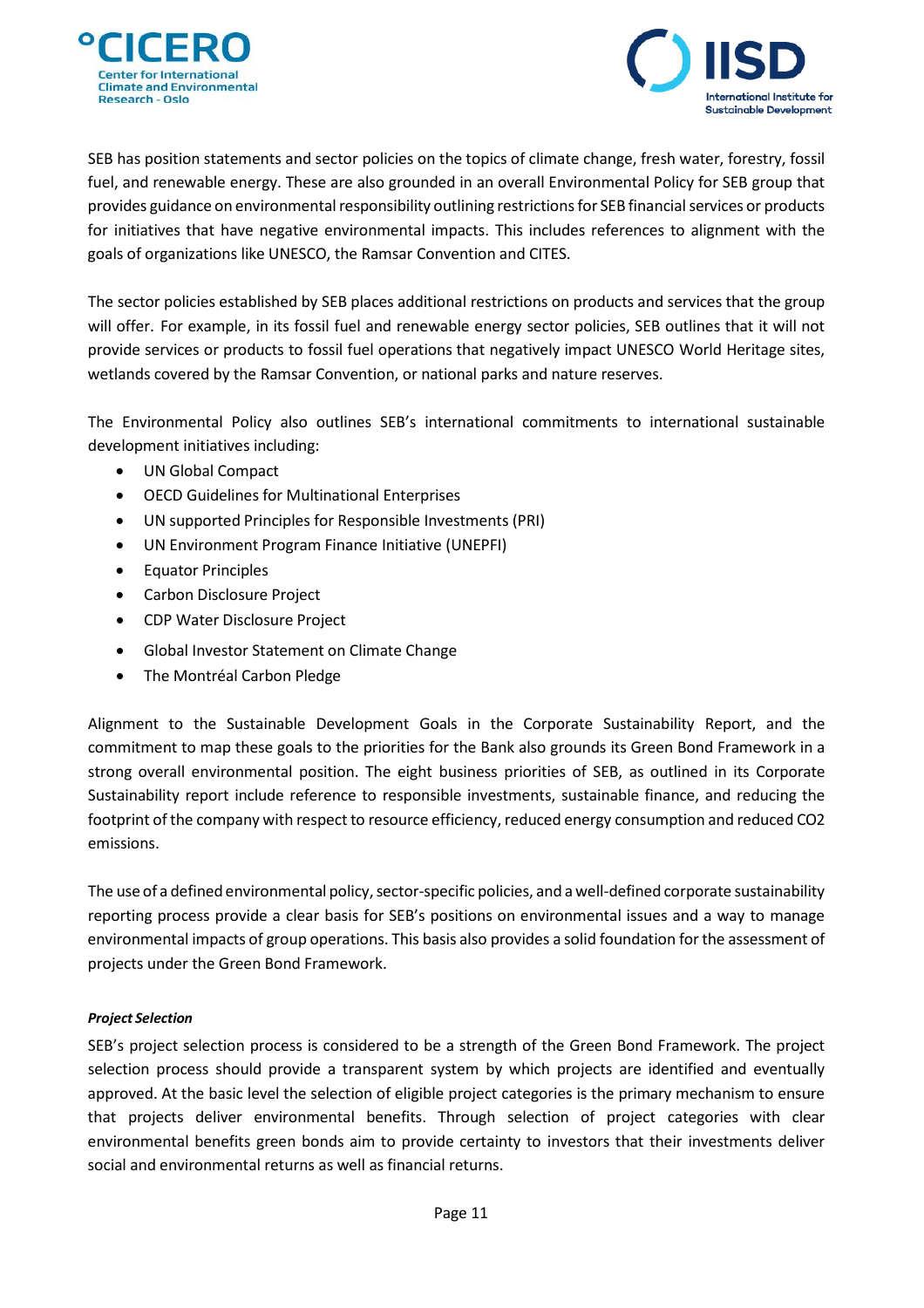SEB has position statements and sector policies on the topics of climate change, fresh water, forestry, fossil fuel, and renewable energy. These are also grounded in an overall Environmental Policy for SEB group that provides guidance on environmental responsibility outlining restrictions for SEB financial services or products for initiatives that have negative environmental impacts. This includes references to alignment with the goals of organizations like UNESCO, the Ramsar Convention and CITES.

The sector policies established by SEB places additional restrictions on products and services that the group will offer. For example, in its fossil fuel and renewable energy sector policies, SEB outlines that it will not provide services or products to fossil fuel operations that negatively impact UNESCO World Heritage sites, wetlands covered by the Ramsar Convention, or national parks and nature reserves.

The Environmental Policy also outlines SEB's international commitments to international sustainable development initiatives including:

- UN Global Compact
- OECD Guidelines for Multinational Enterprises
- UN supported Principles for Responsible Investments (PRI)
- UN Environment Program Finance Initiative (UNEPFI)
- Equator Principles
- Carbon Disclosure Project
- CDP Water Disclosure Project
- Global Investor Statement on Climate Change
- The Montréal Carbon Pledge

Alignment to the Sustainable Development Goals in the Corporate Sustainability Report, and the commitment to map these goals to the priorities for the Bank also grounds its Green Bond Framework in a strong overall environmental position. The eight business priorities of SEB, as outlined in its Corporate Sustainability report include reference to responsible investments, sustainable finance, and reducing the footprint of the company with respect to resource efficiency, reduced energy consumption and reduced $CO_2$ emissions.

The use of a defined environmental policy, sector-specific policies, and a well-defined corporate sustainability reporting process provide a clear basis for SEB's positions on environmental issues and a way to manage environmental impacts of group operations. This basis also provides a solid foundation for the assessment of projects under the Green Bond Framework.

***Project Selection***

SEB's project selection process is considered to be a strength of the Green Bond Framework. The project selection process should provide a transparent system by which projects are identified and eventually approved. At the basic level the selection of eligible project categories is the primary mechanism to ensure that projects deliver environmental benefits. Through selection of project categories with clear environmental benefits green bonds aim to provide certainty to investors that their investments deliver social and environmental returns as well as financial returns.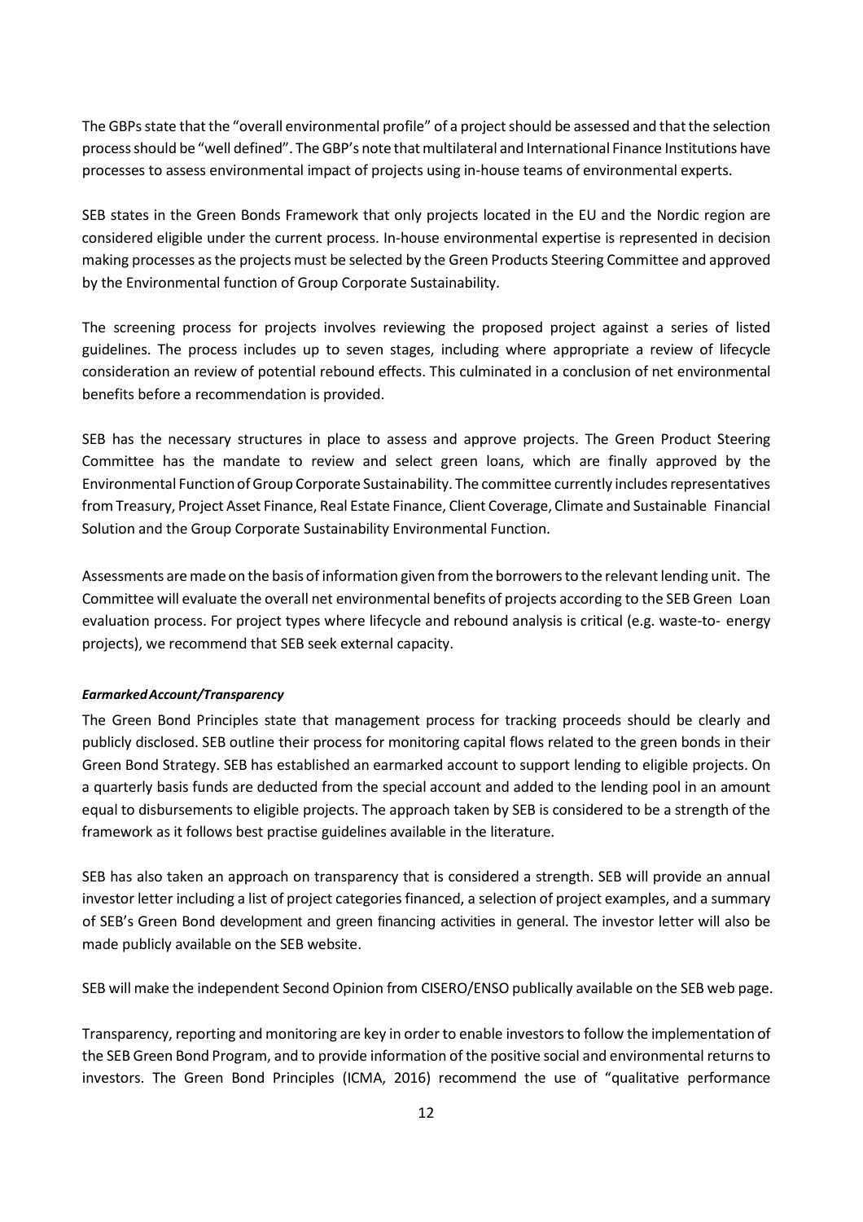The GBPs state that the "overall environmental profile" of a project should be assessed and that the selection process should be "well defined". The GBP's note that multilateral and International Finance Institutions have processes to assess environmental impact of projects using in-house teams of environmental experts.

SEB states in the Green Bonds Framework that only projects located in the EU and the Nordic region are considered eligible under the current process. In-house environmental expertise is represented in decision making processes as the projects must be selected by the Green Products Steering Committee and approved by the Environmental function of Group Corporate Sustainability.

The screening process for projects involves reviewing the proposed project against a series of listed guidelines. The process includes up to seven stages, including where appropriate a review of lifecycle consideration an review of potential rebound effects. This culminated in a conclusion of net environmental benefits before a recommendation is provided.

SEB has the necessary structures in place to assess and approve projects. The Green Product Steering Committee has the mandate to review and select green loans, which are finally approved by the Environmental Function of Group Corporate Sustainability. The committee currently includes representatives from Treasury, Project Asset Finance, Real Estate Finance, Client Coverage, Climate and Sustainable Financial Solution and the Group Corporate Sustainability Environmental Function.

Assessments are made on the basis of information given from the borrowers to the relevant lending unit. The Committee will evaluate the overall net environmental benefits of projects according to the SEB Green Loan evaluation process. For project types where lifecycle and rebound analysis is critical (e.g. waste-to- energy projects), we recommend that SEB seek external capacity.

***Earmarked Account/Transparency***

The Green Bond Principles state that management process for tracking proceeds should be clearly and publicly disclosed. SEB outline their process for monitoring capital flows related to the green bonds in their Green Bond Strategy. SEB has established an earmarked account to support lending to eligible projects. On a quarterly basis funds are deducted from the special account and added to the lending pool in an amount equal to disbursements to eligible projects. The approach taken by SEB is considered to be a strength of the framework as it follows best practise guidelines available in the literature.

SEB has also taken an approach on transparency that is considered a strength. SEB will provide an annual investor letter including a list of project categories financed, a selection of project examples, and a summary of SEB's Green Bond development and green financing activities in general. The investor letter will also be made publicly available on the SEB website.

SEB will make the independent Second Opinion from CISERO/ENSO publically available on the SEB web page.

Transparency, reporting and monitoring are key in order to enable investors to follow the implementation of the SEB Green Bond Program, and to provide information of the positive social and environmental returns to investors. The Green Bond Principles (ICMA, 2016) recommend the use of "qualitative performance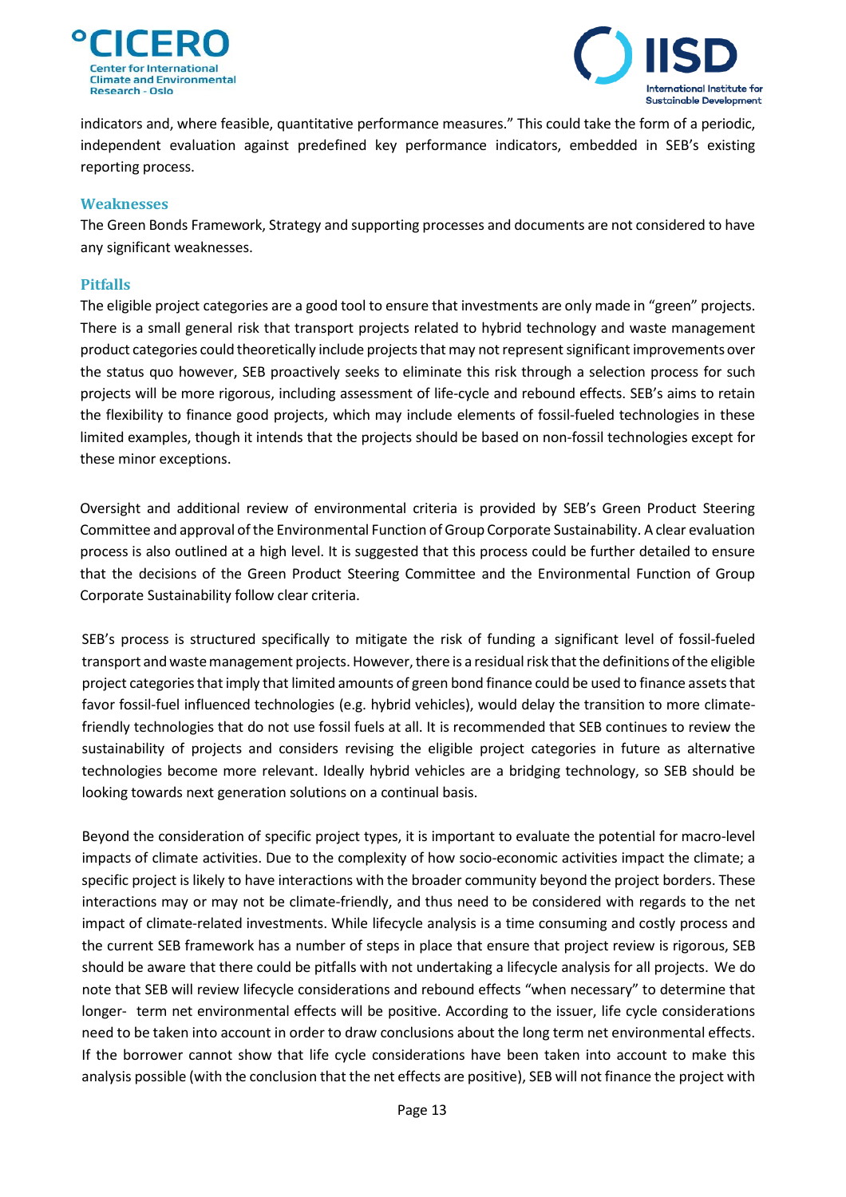indicators and, where feasible, quantitative performance measures." This could take the form of a periodic, independent evaluation against predefined key performance indicators, embedded in SEB's existing reporting process.

### Weaknesses

The Green Bonds Framework, Strategy and supporting processes and documents are not considered to have any significant weaknesses.

### Pitfalls

The eligible project categories are a good tool to ensure that investments are only made in "green" projects. There is a small general risk that transport projects related to hybrid technology and waste management product categories could theoretically include projects that may not represent significant improvements over the status quo however, SEB proactively seeks to eliminate this risk through a selection process for such projects will be more rigorous, including assessment of life-cycle and rebound effects. SEB's aims to retain the flexibility to finance good projects, which may include elements of fossil-fueled technologies in these limited examples, though it intends that the projects should be based on non-fossil technologies except for these minor exceptions.

Oversight and additional review of environmental criteria is provided by SEB's Green Product Steering Committee and approval of the Environmental Function of Group Corporate Sustainability. A clear evaluation process is also outlined at a high level. It is suggested that this process could be further detailed to ensure that the decisions of the Green Product Steering Committee and the Environmental Function of Group Corporate Sustainability follow clear criteria.

SEB's process is structured specifically to mitigate the risk of funding a significant level of fossil-fueled transport and waste management projects. However, there is a residual risk that the definitions of the eligible project categories that imply that limited amounts of green bond finance could be used to finance assets that favor fossil-fuel influenced technologies (e.g. hybrid vehicles), would delay the transition to more climate-friendly technologies that do not use fossil fuels at all. It is recommended that SEB continues to review the sustainability of projects and considers revising the eligible project categories in future as alternative technologies become more relevant. Ideally hybrid vehicles are a bridging technology, so SEB should be looking towards next generation solutions on a continual basis.

Beyond the consideration of specific project types, it is important to evaluate the potential for macro-level impacts of climate activities. Due to the complexity of how socio-economic activities impact the climate; a specific project is likely to have interactions with the broader community beyond the project borders. These interactions may or may not be climate-friendly, and thus need to be considered with regards to the net impact of climate-related investments. While lifecycle analysis is a time consuming and costly process and the current SEB framework has a number of steps in place that ensure that project review is rigorous, SEB should be aware that there could be pitfalls with not undertaking a lifecycle analysis for all projects. We do note that SEB will review lifecycle considerations and rebound effects "when necessary" to determine that longer- term net environmental effects will be positive. According to the issuer, life cycle considerations need to be taken into account in order to draw conclusions about the long term net environmental effects. If the borrower cannot show that life cycle considerations have been taken into account to make this analysis possible (with the conclusion that the net effects are positive), SEB will not finance the project with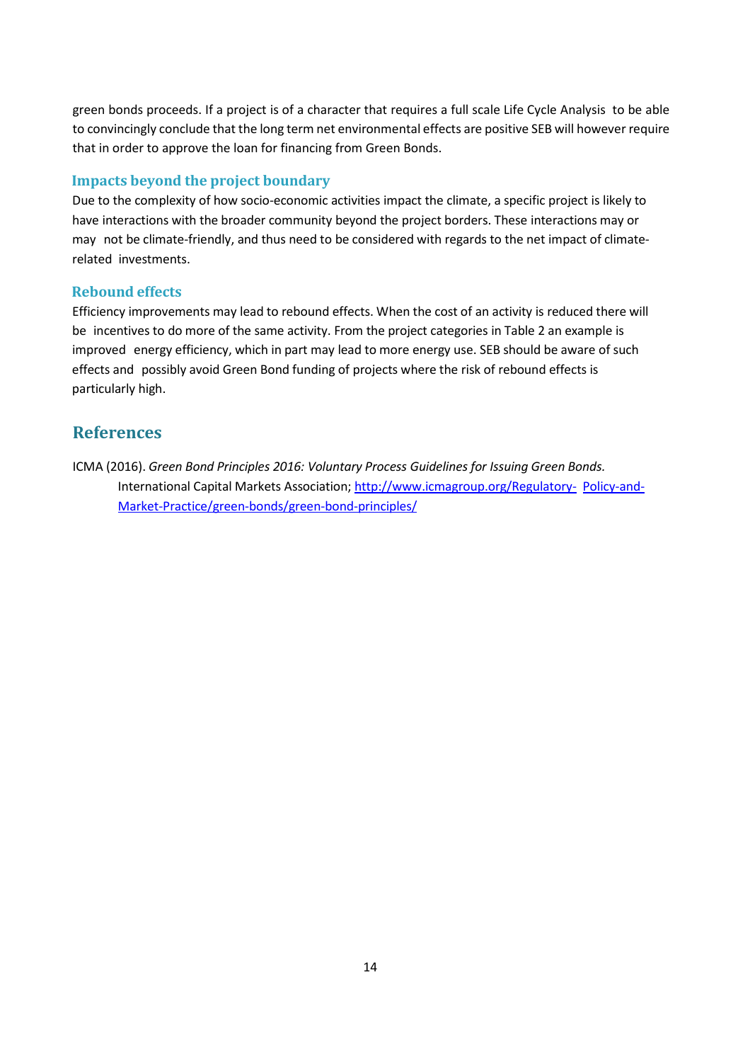green bonds proceeds. If a project is of a character that requires a full scale Life Cycle Analysis to be able to convincingly conclude that the long term net environmental effects are positive SEB will however require that in order to approve the loan for financing from Green Bonds.

### Impacts beyond the project boundary

Due to the complexity of how socio-economic activities impact the climate, a specific project is likely to have interactions with the broader community beyond the project borders. These interactions may or may not be climate-friendly, and thus need to be considered with regards to the net impact of climate-related investments.

### Rebound effects

Efficiency improvements may lead to rebound effects. When the cost of an activity is reduced there will be incentives to do more of the same activity. From the project categories in Table 2 an example is improved energy efficiency, which in part may lead to more energy use. SEB should be aware of such effects and possibly avoid Green Bond funding of projects where the risk of rebound effects is particularly high.

## References

ICMA (2016). *Green Bond Principles 2016: Voluntary Process Guidelines for Issuing Green Bonds.* International Capital Markets Association; http://www.icmagroup.org/Regulatory-Policy-and-Market-Practice/green-bonds/green-bond-principles/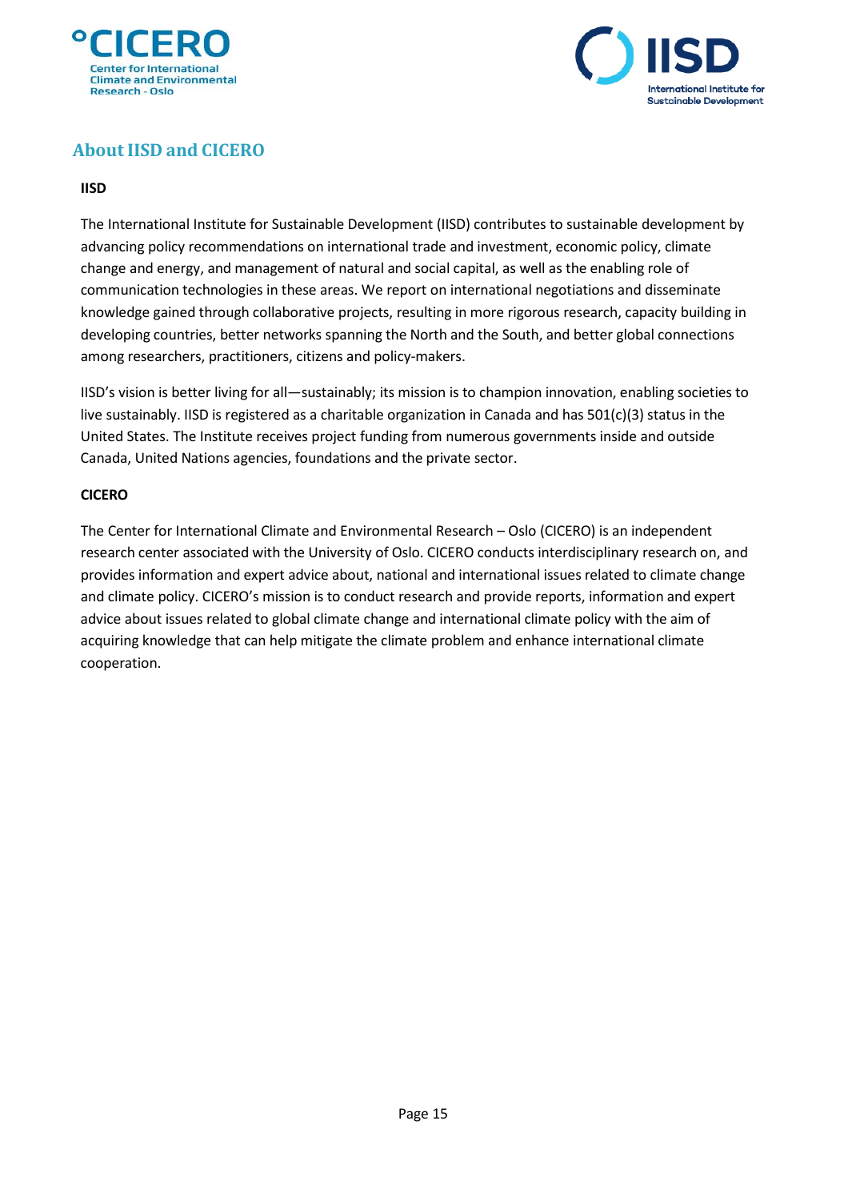## About IISD and CICERO

**IISD**

The International Institute for Sustainable Development (IISD) contributes to sustainable development by advancing policy recommendations on international trade and investment, economic policy, climate change and energy, and management of natural and social capital, as well as the enabling role of communication technologies in these areas. We report on international negotiations and disseminate knowledge gained through collaborative projects, resulting in more rigorous research, capacity building in developing countries, better networks spanning the North and the South, and better global connections among researchers, practitioners, citizens and policy-makers.

IISD's vision is better living for all—sustainably; its mission is to champion innovation, enabling societies to live sustainably. IISD is registered as a charitable organization in Canada and has 501(c)(3) status in the United States. The Institute receives project funding from numerous governments inside and outside Canada, United Nations agencies, foundations and the private sector.

**CICERO**

The Center for International Climate and Environmental Research – Oslo (CICERO) is an independent research center associated with the University of Oslo. CICERO conducts interdisciplinary research on, and provides information and expert advice about, national and international issues related to climate change and climate policy. CICERO's mission is to conduct research and provide reports, information and expert advice about issues related to global climate change and international climate policy with the aim of acquiring knowledge that can help mitigate the climate problem and enhance international climate cooperation.